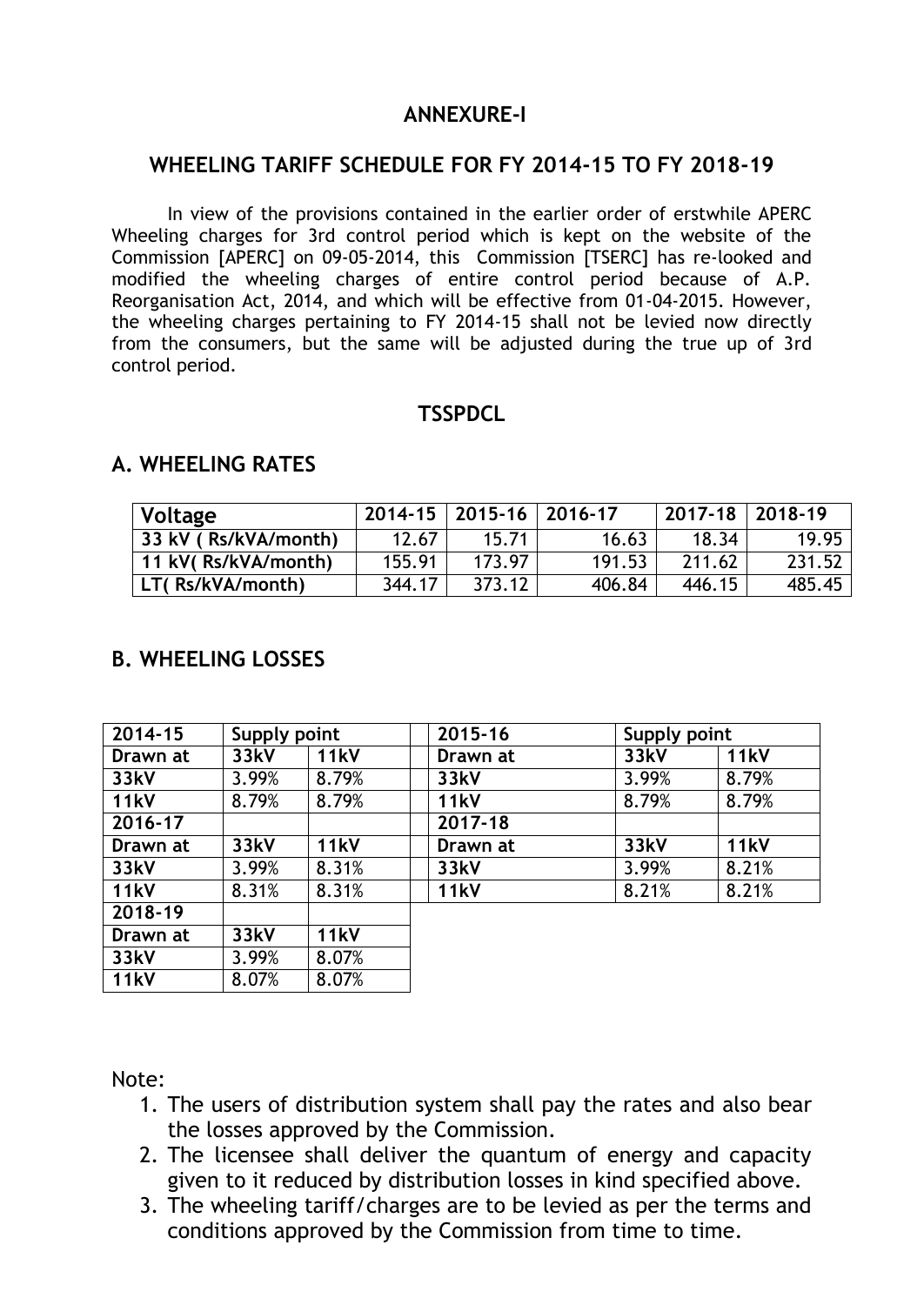## ANNEXURE-I

## WHEELING TARIFF SCHEDULE FOR FY 2014-15 TO FY 2018-19

In view of the provisions contained in the earlier order of erstwhile APERC Wheeling charges for 3rd control period which is kept on the website of the Commission [APERC] on 09-05-2014, this Commission [TSERC] has re-looked and modified the wheeling charges of entire control period because of A.P. Reorganisation Act, 2014, and which will be effective from 01-04-2015. However, the wheeling charges pertaining to FY 2014-15 shall not be levied now directly from the consumers, but the same will be adjusted during the true up of 3rd control period.

## TSSPDCL

### A. WHEELING RATES

| Voltage | 2014-15 | 2015-16 | 2016-17 | 2017-18 | 2018-19 |
|---|---|---|---|---|---|
| 33 kV ( Rs/kVA/month) | 12.67 | 15.71 | 16.63 | 18.34 | 19.95 |
| 11 kV( Rs/kVA/month) | 155.91 | 173.97 | 191.53 | 211.62 | 231.52 |
| LT( Rs/kVA/month) | 344.17 | 373.12 | 406.84 | 446.15 | 485.45 |

### B. WHEELING LOSSES

| 2014-15 | Supply point | |
|---|---|---|
| **Drawn at** | **33kV** | **11kV** |
| **33kV** | 3.99% | 8.79% |
| **11kV** | 8.79% | 8.79% |
| **2016-17** | | |
| **Drawn at** | **33kV** | **11kV** |
| **33kV** | 3.99% | 8.31% |
| **11kV** | 8.31% | 8.31% |
| **2018-19** | | |
| **Drawn at** | **33kV** | **11kV** |
| **33kV** | 3.99% | 8.07% |
| **11kV** | 8.07% | 8.07% |

| 2015-16 | Supply point | |
|---|---|---|
| **Drawn at** | **33kV** | **11kV** |
| **33kV** | 3.99% | 8.79% |
| **11kV** | 8.79% | 8.79% |
| **2017-18** | | |
| **Drawn at** | **33kV** | **11kV** |
| **33kV** | 3.99% | 8.21% |
| **11kV** | 8.21% | 8.21% |

Note:

1. The users of distribution system shall pay the rates and also bear the losses approved by the Commission.
2. The licensee shall deliver the quantum of energy and capacity given to it reduced by distribution losses in kind specified above.
3. The wheeling tariff/charges are to be levied as per the terms and conditions approved by the Commission from time to time.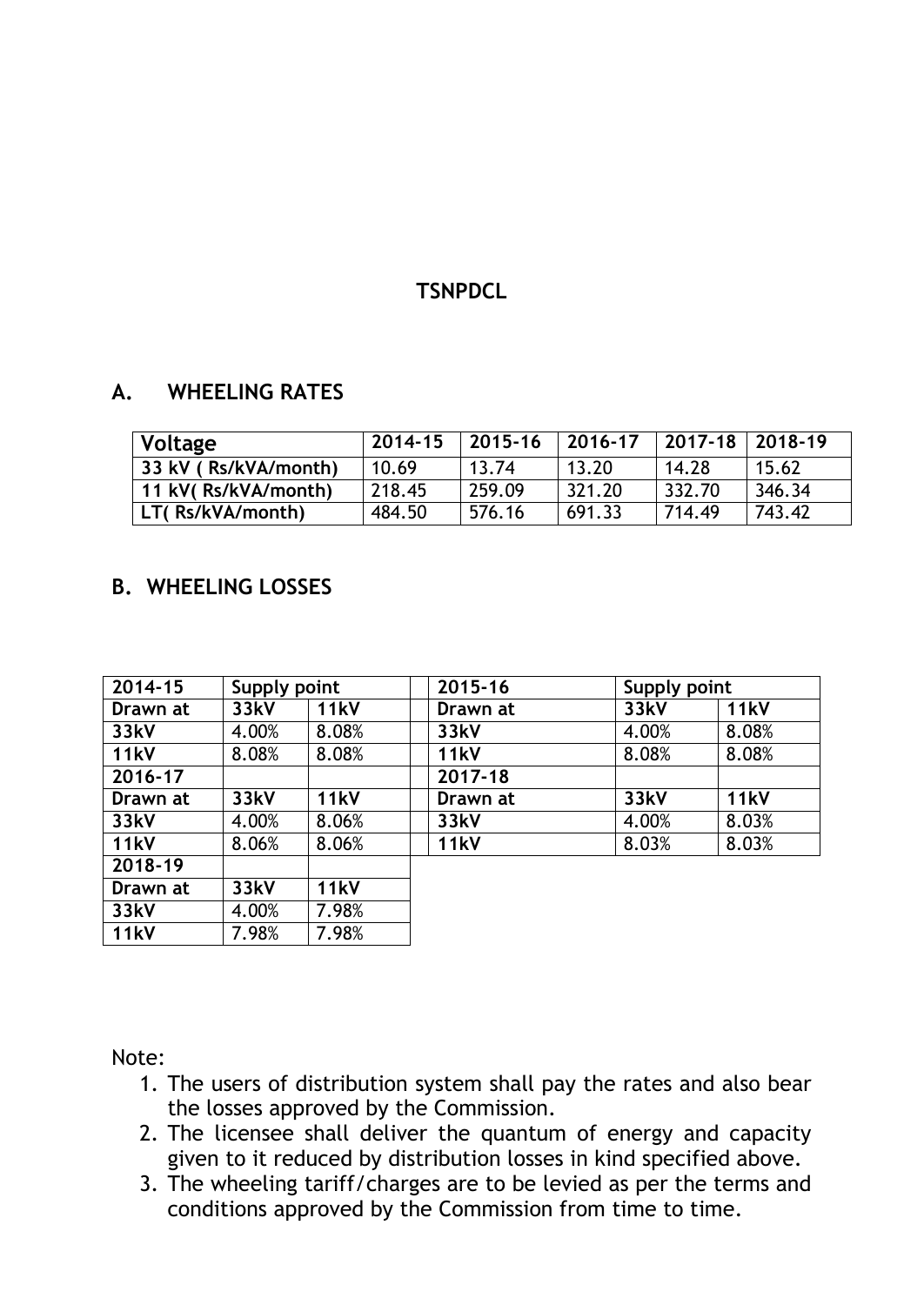## TSNPDCL

## A. WHEELING RATES

| Voltage | 2014-15 | 2015-16 | 2016-17 | 2017-18 | 2018-19 |
|---|---|---|---|---|---|
| 33 kV ( Rs/kVA/month) | 10.69 | 13.74 | 13.20 | 14.28 | 15.62 |
| 11 kV( Rs/kVA/month) | 218.45 | 259.09 | 321.20 | 332.70 | 346.34 |
| LT( Rs/kVA/month) | 484.50 | 576.16 | 691.33 | 714.49 | 743.42 |

## B. WHEELING LOSSES

| 2014-15 | Supply point | |
|---|---|---|
| **Drawn at** | **33kV** | **11kV** |
| **33kV** | 4.00% | 8.08% |
| **11kV** | 8.08% | 8.08% |

| 2015-16 | Supply point | |
|---|---|---|
| **Drawn at** | **33kV** | **11kV** |
| **33kV** | 4.00% | 8.08% |
| **11kV** | 8.08% | 8.08% |

| 2016-17 | | |
|---|---|---|
| **Drawn at** | **33kV** | **11kV** |
| **33kV** | 4.00% | 8.06% |
| **11kV** | 8.06% | 8.06% |

| 2017-18 | | |
|---|---|---|
| **Drawn at** | **33kV** | **11kV** |
| **33kV** | 4.00% | 8.03% |
| **11kV** | 8.03% | 8.03% |

| 2018-19 | | |
|---|---|---|
| **Drawn at** | **33kV** | **11kV** |
| **33kV** | 4.00% | 7.98% |
| **11kV** | 7.98% | 7.98% |

Note:

1. The users of distribution system shall pay the rates and also bear the losses approved by the Commission.
2. The licensee shall deliver the quantum of energy and capacity given to it reduced by distribution losses in kind specified above.
3. The wheeling tariff/charges are to be levied as per the terms and conditions approved by the Commission from time to time.